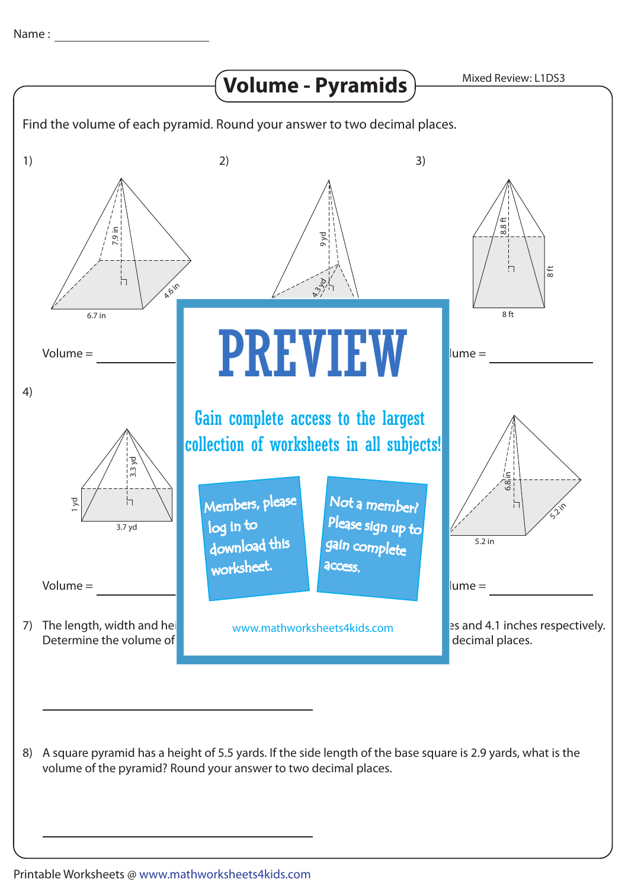Name : ____________________

# Volume - Pyramids

Mixed Review: L1DS3

Find the volume of each pyramid. Round your answer to two decimal places.

1) 

7.9 in

4.6 in

6.7 in

Volume = ____________

2) 

9 yd

4.3 yd

3) 

8.8 ft

8 ft

8 ft

lume = ____________

4) 

3.3 yd

1 yd

3.7 yd

Volume = ____________

6.8 in

5.2 in

5.2 in

lume = ____________

PREVIEW

Gain complete access to the largest collection of worksheets in all subjects!

Members, please log in to download this worksheet.

Not a member? Please sign up to gain complete access.

www.mathworksheets4kids.com

7) The length, width and hei ... es and 4.1 inches respectively. Determine the volume of ... decimal places.

____________________________________

8) A square pyramid has a height of 5.5 yards. If the side length of the base square is 2.9 yards, what is the volume of the pyramid? Round your answer to two decimal places.

____________________________________

Printable Worksheets @ www.mathworksheets4kids.com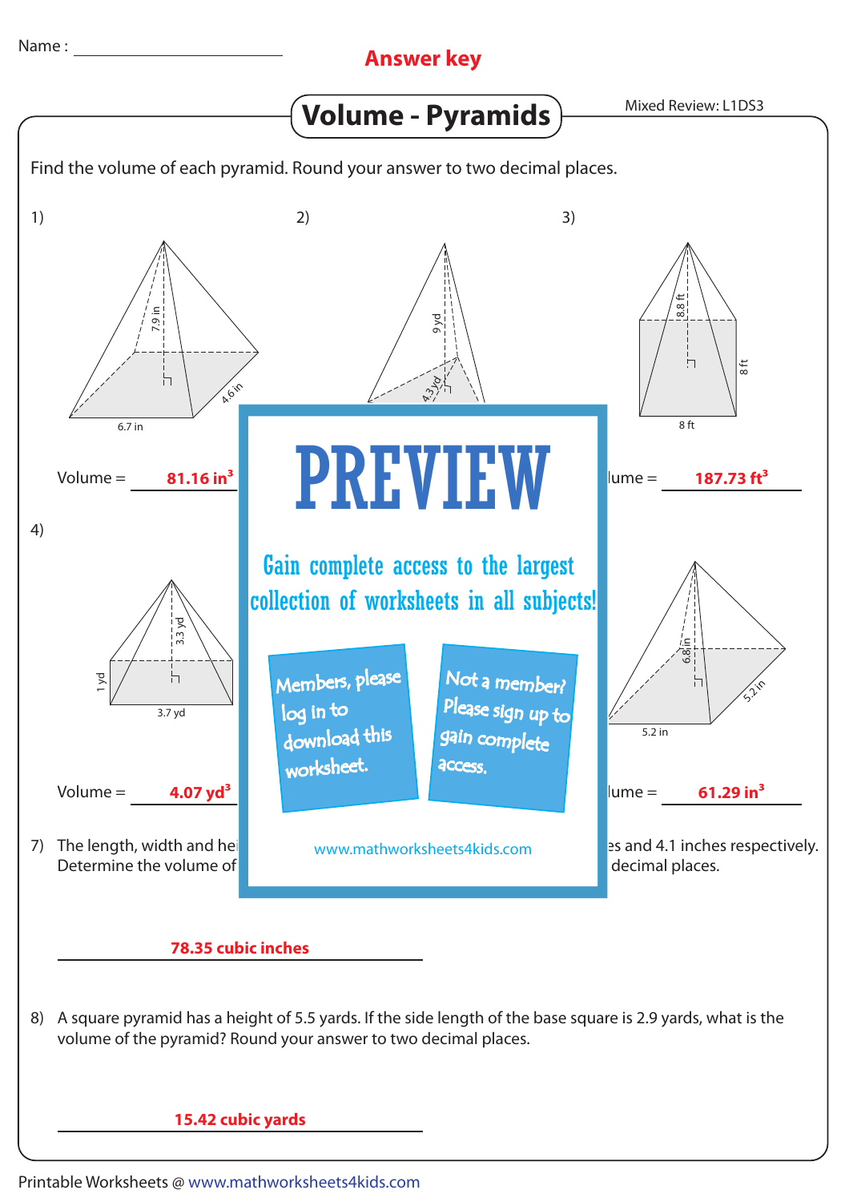Name :

**Answer key**

# Volume - Pyramids

Mixed Review: L1DS3

Find the volume of each pyramid. Round your answer to two decimal places.

1)

7.9 in

4.6 in

6.7 in

Volume = **81.16 in$^3$**

2)

9 yd

4.3 yd

3)

8.8 ft

8 ft

8 ft

lume = **187.73 ft$^3$**

4)

3.3 yd

1 yd

3.7 yd

Volume = **4.07 yd$^3$**

6.8 in

5.2 in

5.2 in

lume = **61.29 in$^3$**

# PREVIEW

Gain complete access to the largest collection of worksheets in all subjects!

Members, please log in to download this worksheet.

Not a member? Please sign up to gain complete access.

www.mathworksheets4kids.com

7) The length, width and hei ...es and 4.1 inches respectively. Determine the volume of ... decimal places.

**78.35 cubic inches**

8) A square pyramid has a height of 5.5 yards. If the side length of the base square is 2.9 yards, what is the volume of the pyramid? Round your answer to two decimal places.

**15.42 cubic yards**

Printable Worksheets @ www.mathworksheets4kids.com